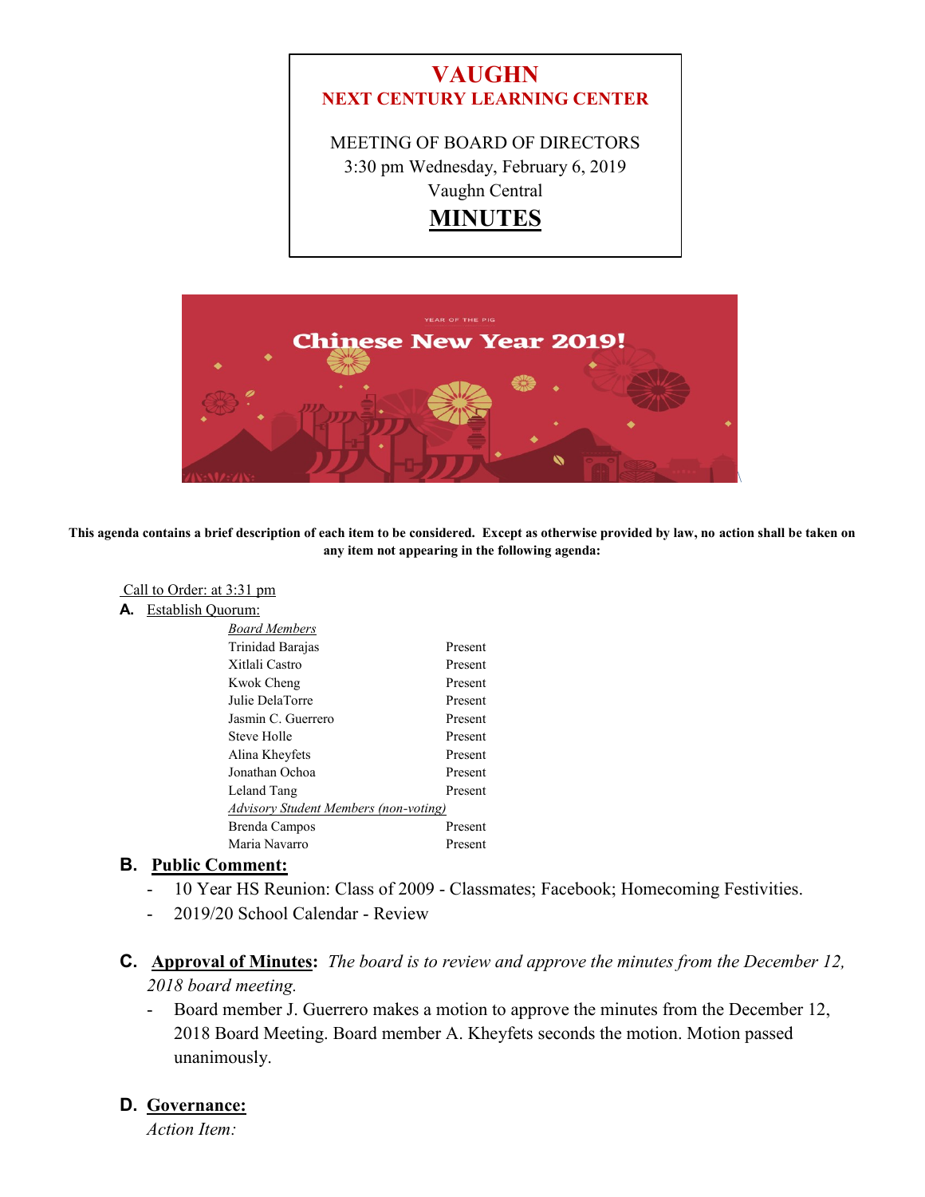# VAUGHN
## NEXT CENTURY LEARNING CENTER

MEETING OF BOARD OF DIRECTORS
3:30 pm Wednesday, February 6, 2019
Vaughn Central

# MINUTES

**This agenda contains a brief description of each item to be considered. Except as otherwise provided by law, no action shall be taken on any item not appearing in the following agenda:**

Call to Order: at 3:31 pm

**A.** Establish Quorum:

| *Board Members* | |
|---|---|
| Trinidad Barajas | Present |
| Xitlali Castro | Present |
| Kwok Cheng | Present |
| Julie DelaTorre | Present |
| Jasmin C. Guerrero | Present |
| Steve Holle | Present |
| Alina Kheyfets | Present |
| Jonathan Ochoa | Present |
| Leland Tang | Present |
| *Advisory Student Members (non-voting)* | |
| Brenda Campos | Present |
| Maria Navarro | Present |

**B. Public Comment:**

- 10 Year HS Reunion: Class of 2009 - Classmates; Facebook; Homecoming Festivities.
- 2019/20 School Calendar - Review

**C. Approval of Minutes:** *The board is to review and approve the minutes from the December 12, 2018 board meeting.*

- Board member J. Guerrero makes a motion to approve the minutes from the December 12, 2018 Board Meeting. Board member A. Kheyfets seconds the motion. Motion passed unanimously.

**D. Governance:**

*Action Item:*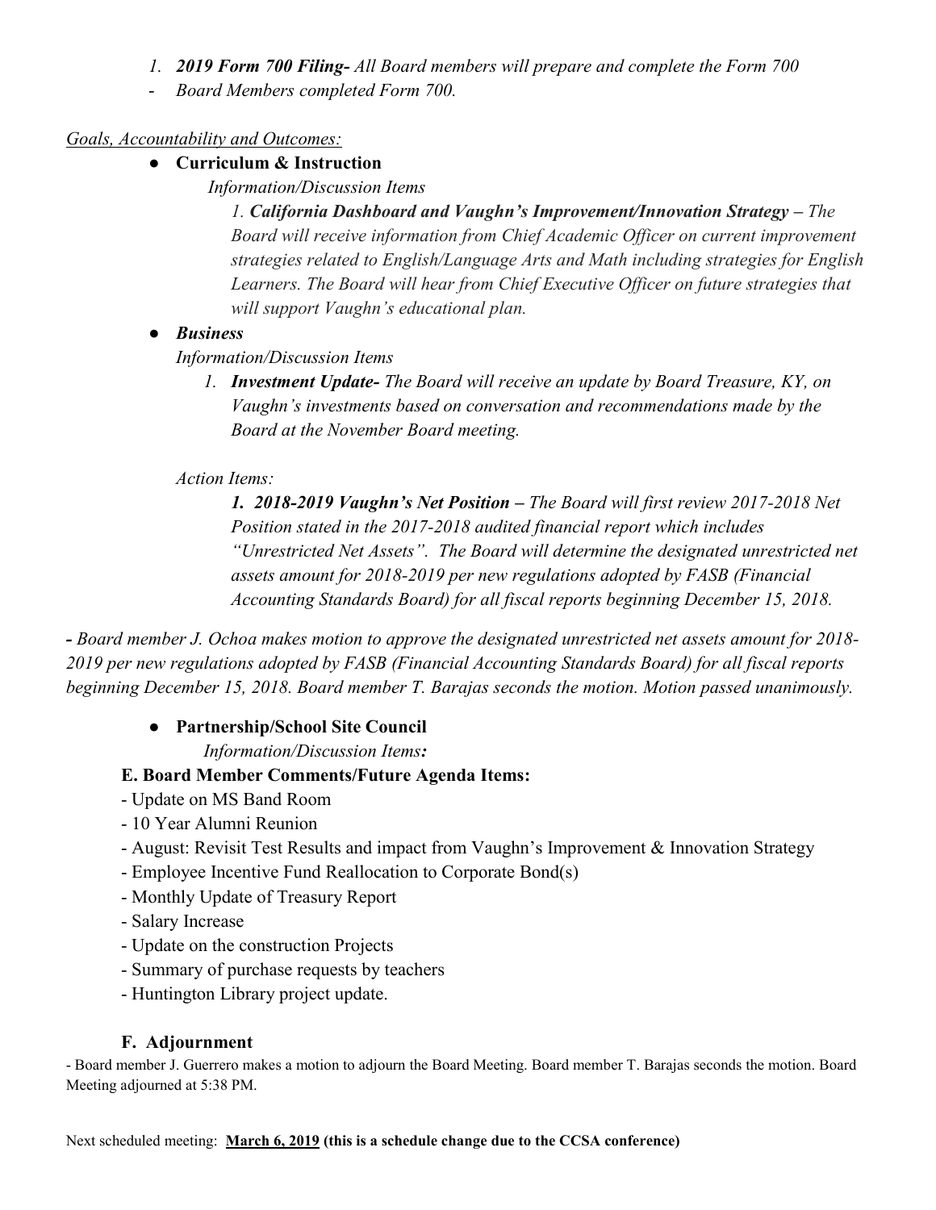1. ***2019 Form 700 Filing-*** *All Board members will prepare and complete the Form 700*
- *Board Members completed Form 700.*

*Goals, Accountability and Outcomes:*

- **Curriculum & Instruction**

  *Information/Discussion Items*

  *1.* ***California Dashboard and Vaughn's Improvement/Innovation Strategy –*** *The Board will receive information from Chief Academic Officer on current improvement strategies related to English/Language Arts and Math including strategies for English Learners. The Board will hear from Chief Executive Officer on future strategies that will support Vaughn's educational plan.*

- ***Business***

  *Information/Discussion Items*

  1. ***Investment Update-*** *The Board will receive an update by Board Treasure, KY, on Vaughn's investments based on conversation and recommendations made by the Board at the November Board meeting.*

  *Action Items:*

  ***1. 2018-2019 Vaughn's Net Position –*** *The Board will first review 2017-2018 Net Position stated in the 2017-2018 audited financial report which includes "Unrestricted Net Assets". The Board will determine the designated unrestricted net assets amount for 2018-2019 per new regulations adopted by FASB (Financial Accounting Standards Board) for all fiscal reports beginning December 15, 2018.*

***-*** *Board member J. Ochoa makes motion to approve the designated unrestricted net assets amount for 2018-2019 per new regulations adopted by FASB (Financial Accounting Standards Board) for all fiscal reports beginning December 15, 2018. Board member T. Barajas seconds the motion. Motion passed unanimously.*

- **Partnership/School Site Council**

  *Information/Discussion Items:*

### E. Board Member Comments/Future Agenda Items:

- Update on MS Band Room
- 10 Year Alumni Reunion
- August: Revisit Test Results and impact from Vaughn's Improvement & Innovation Strategy
- Employee Incentive Fund Reallocation to Corporate Bond(s)
- Monthly Update of Treasury Report
- Salary Increase
- Update on the construction Projects
- Summary of purchase requests by teachers
- Huntington Library project update.

### F. Adjournment

- Board member J. Guerrero makes a motion to adjourn the Board Meeting. Board member T. Barajas seconds the motion. Board Meeting adjourned at 5:38 PM.

Next scheduled meeting: **March 6, 2019 (this is a schedule change due to the CCSA conference)**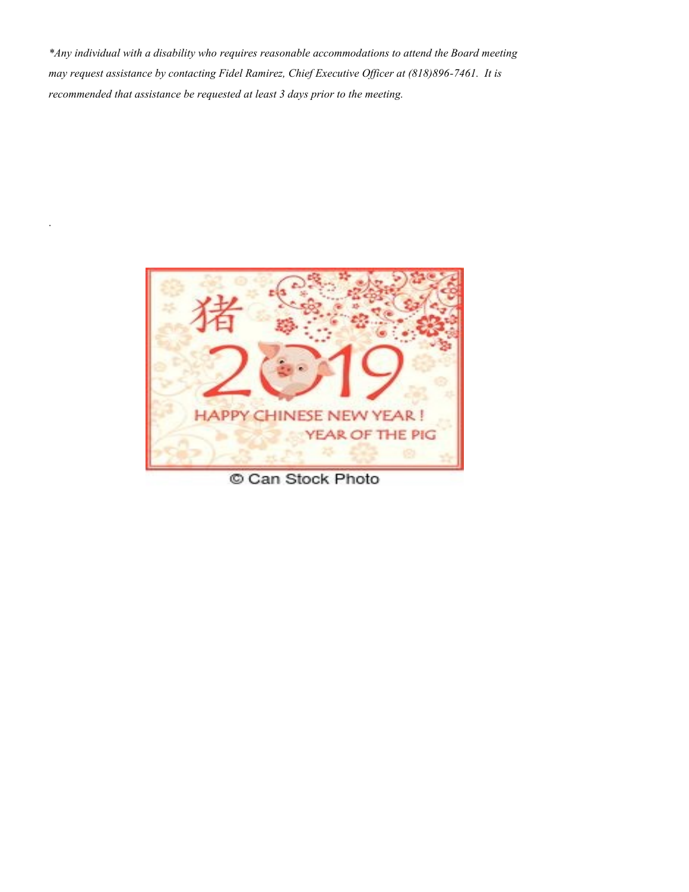*\*Any individual with a disability who requires reasonable accommodations to attend the Board meeting may request assistance by contacting Fidel Ramirez, Chief Executive Officer at (818)896-7461. It is recommended that assistance be requested at least 3 days prior to the meeting.*

.

猪

2019

HAPPY CHINESE NEW YEAR !

YEAR OF THE PIG

© Can Stock Photo